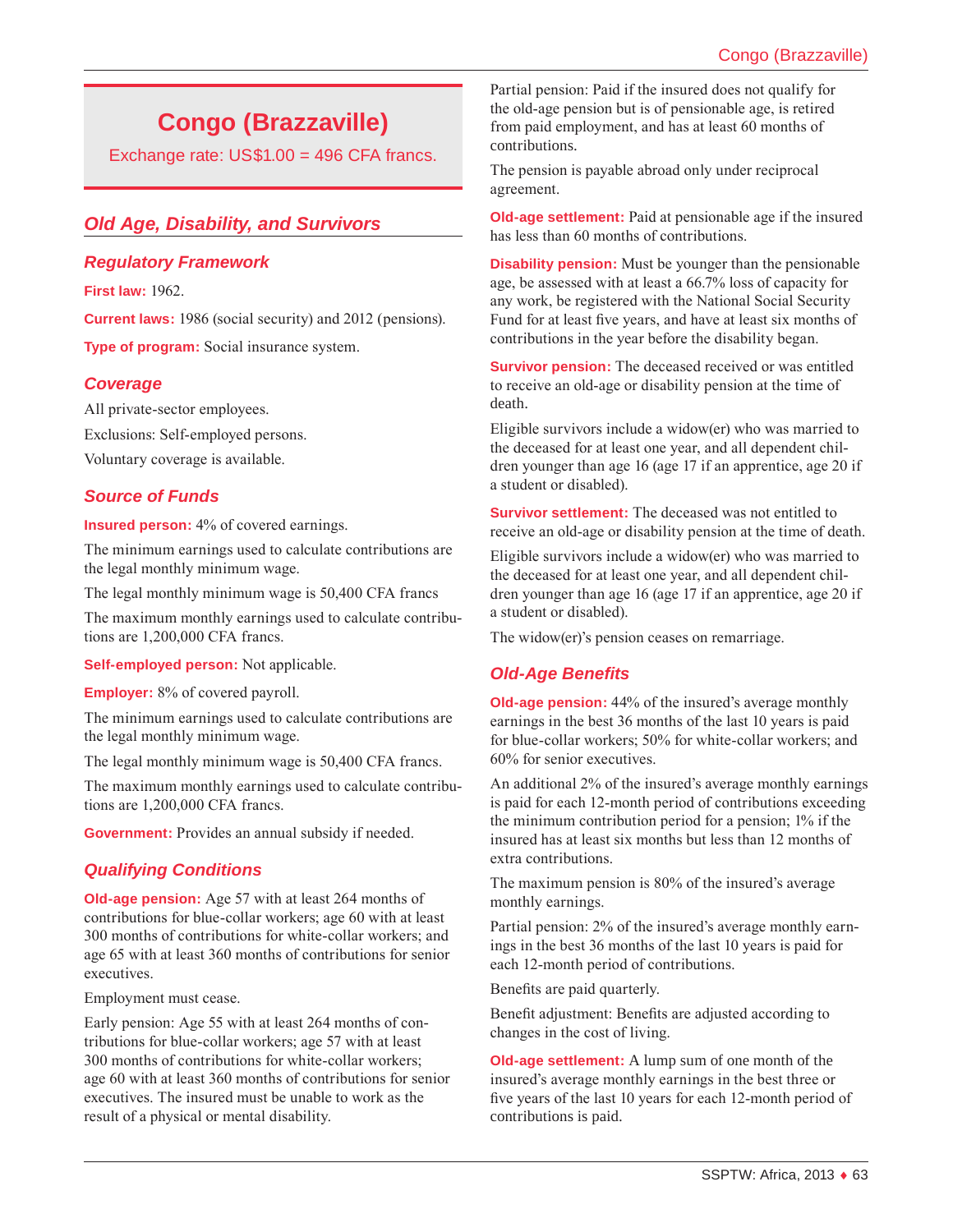# Congo (Brazzaville)

Exchange rate: US$1.00 = 496 CFA francs.

## Old Age, Disability, and Survivors

### Regulatory Framework

**First law:** 1962.

**Current laws:** 1986 (social security) and 2012 (pensions).

**Type of program:** Social insurance system.

### Coverage

All private-sector employees.

Exclusions: Self-employed persons.

Voluntary coverage is available.

### Source of Funds

**Insured person:** 4% of covered earnings.

The minimum earnings used to calculate contributions are the legal monthly minimum wage.

The legal monthly minimum wage is 50,400 CFA francs

The maximum monthly earnings used to calculate contributions are 1,200,000 CFA francs.

**Self-employed person:** Not applicable.

**Employer:** 8% of covered payroll.

The minimum earnings used to calculate contributions are the legal monthly minimum wage.

The legal monthly minimum wage is 50,400 CFA francs.

The maximum monthly earnings used to calculate contributions are 1,200,000 CFA francs.

**Government:** Provides an annual subsidy if needed.

### Qualifying Conditions

**Old-age pension:** Age 57 with at least 264 months of contributions for blue-collar workers; age 60 with at least 300 months of contributions for white-collar workers; and age 65 with at least 360 months of contributions for senior executives.

Employment must cease.

Early pension: Age 55 with at least 264 months of contributions for blue-collar workers; age 57 with at least 300 months of contributions for white-collar workers; age 60 with at least 360 months of contributions for senior executives. The insured must be unable to work as the result of a physical or mental disability.

Partial pension: Paid if the insured does not qualify for the old-age pension but is of pensionable age, is retired from paid employment, and has at least 60 months of contributions.

The pension is payable abroad only under reciprocal agreement.

**Old-age settlement:** Paid at pensionable age if the insured has less than 60 months of contributions.

**Disability pension:** Must be younger than the pensionable age, be assessed with at least a 66.7% loss of capacity for any work, be registered with the National Social Security Fund for at least five years, and have at least six months of contributions in the year before the disability began.

**Survivor pension:** The deceased received or was entitled to receive an old-age or disability pension at the time of death.

Eligible survivors include a widow(er) who was married to the deceased for at least one year, and all dependent children younger than age 16 (age 17 if an apprentice, age 20 if a student or disabled).

**Survivor settlement:** The deceased was not entitled to receive an old-age or disability pension at the time of death.

Eligible survivors include a widow(er) who was married to the deceased for at least one year, and all dependent children younger than age 16 (age 17 if an apprentice, age 20 if a student or disabled).

The widow(er)'s pension ceases on remarriage.

### Old-Age Benefits

**Old-age pension:** 44% of the insured's average monthly earnings in the best 36 months of the last 10 years is paid for blue-collar workers; 50% for white-collar workers; and 60% for senior executives.

An additional 2% of the insured's average monthly earnings is paid for each 12-month period of contributions exceeding the minimum contribution period for a pension; 1% if the insured has at least six months but less than 12 months of extra contributions.

The maximum pension is 80% of the insured's average monthly earnings.

Partial pension: 2% of the insured's average monthly earnings in the best 36 months of the last 10 years is paid for each 12-month period of contributions.

Benefits are paid quarterly.

Benefit adjustment: Benefits are adjusted according to changes in the cost of living.

**Old-age settlement:** A lump sum of one month of the insured's average monthly earnings in the best three or five years of the last 10 years for each 12-month period of contributions is paid.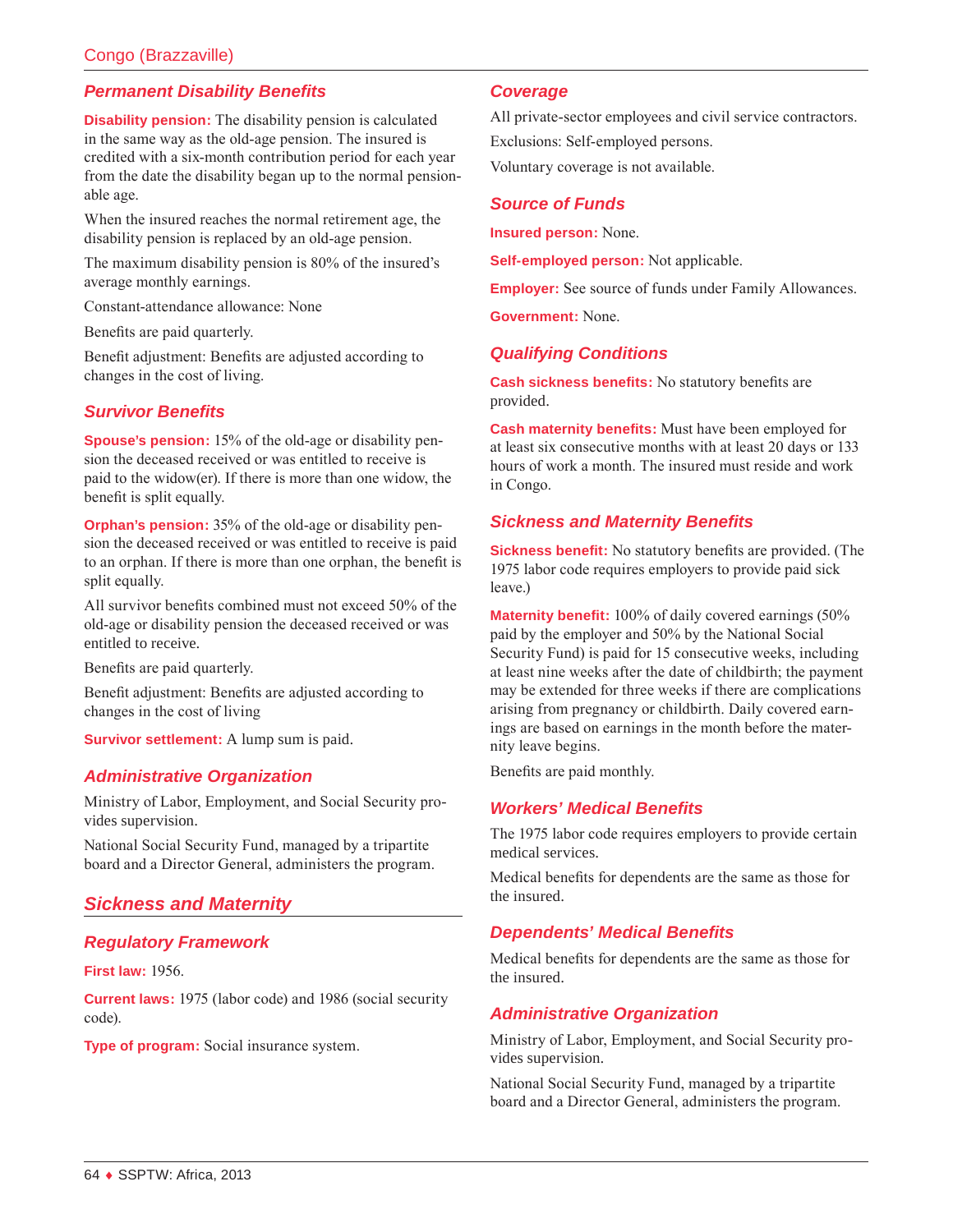### Permanent Disability Benefits

**Disability pension:** The disability pension is calculated in the same way as the old-age pension. The insured is credited with a six-month contribution period for each year from the date the disability began up to the normal pensionable age.

When the insured reaches the normal retirement age, the disability pension is replaced by an old-age pension.

The maximum disability pension is 80% of the insured's average monthly earnings.

Constant-attendance allowance: None

Benefits are paid quarterly.

Benefit adjustment: Benefits are adjusted according to changes in the cost of living.

### Survivor Benefits

**Spouse's pension:** 15% of the old-age or disability pension the deceased received or was entitled to receive is paid to the widow(er). If there is more than one widow, the benefit is split equally.

**Orphan's pension:** 35% of the old-age or disability pension the deceased received or was entitled to receive is paid to an orphan. If there is more than one orphan, the benefit is split equally.

All survivor benefits combined must not exceed 50% of the old-age or disability pension the deceased received or was entitled to receive.

Benefits are paid quarterly.

Benefit adjustment: Benefits are adjusted according to changes in the cost of living

**Survivor settlement:** A lump sum is paid.

### Administrative Organization

Ministry of Labor, Employment, and Social Security provides supervision.

National Social Security Fund, managed by a tripartite board and a Director General, administers the program.

## Sickness and Maternity

### Regulatory Framework

**First law:** 1956.

**Current laws:** 1975 (labor code) and 1986 (social security code).

**Type of program:** Social insurance system.

### Coverage

All private-sector employees and civil service contractors.

Exclusions: Self-employed persons.

Voluntary coverage is not available.

### Source of Funds

**Insured person:** None.

**Self-employed person:** Not applicable.

**Employer:** See source of funds under Family Allowances.

**Government:** None.

### Qualifying Conditions

**Cash sickness benefits:** No statutory benefits are provided.

**Cash maternity benefits:** Must have been employed for at least six consecutive months with at least 20 days or 133 hours of work a month. The insured must reside and work in Congo.

### Sickness and Maternity Benefits

**Sickness benefit:** No statutory benefits are provided. (The 1975 labor code requires employers to provide paid sick leave.)

**Maternity benefit:** 100% of daily covered earnings (50% paid by the employer and 50% by the National Social Security Fund) is paid for 15 consecutive weeks, including at least nine weeks after the date of childbirth; the payment may be extended for three weeks if there are complications arising from pregnancy or childbirth. Daily covered earnings are based on earnings in the month before the maternity leave begins.

Benefits are paid monthly.

### Workers' Medical Benefits

The 1975 labor code requires employers to provide certain medical services.

Medical benefits for dependents are the same as those for the insured.

### Dependents' Medical Benefits

Medical benefits for dependents are the same as those for the insured.

### Administrative Organization

Ministry of Labor, Employment, and Social Security provides supervision.

National Social Security Fund, managed by a tripartite board and a Director General, administers the program.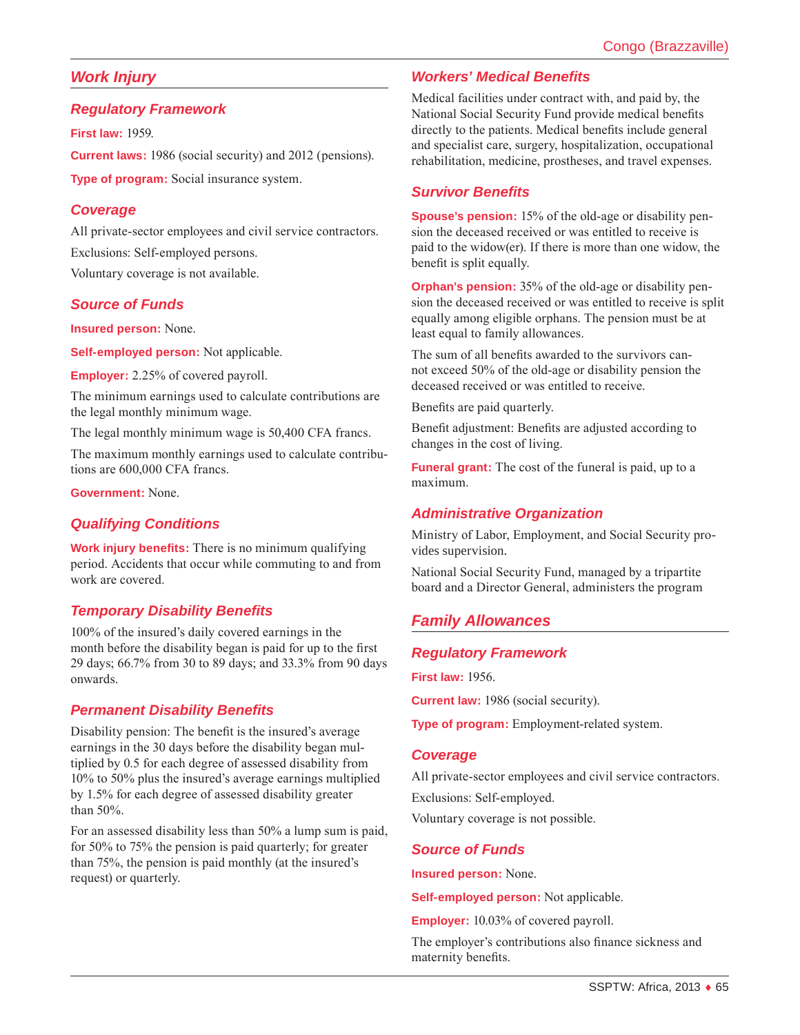## Work Injury

### Regulatory Framework

**First law:** 1959.

**Current laws:** 1986 (social security) and 2012 (pensions).

**Type of program:** Social insurance system.

### Coverage

All private-sector employees and civil service contractors.

Exclusions: Self-employed persons.

Voluntary coverage is not available.

### Source of Funds

**Insured person:** None.

**Self-employed person:** Not applicable.

**Employer:** 2.25% of covered payroll.

The minimum earnings used to calculate contributions are the legal monthly minimum wage.

The legal monthly minimum wage is 50,400 CFA francs.

The maximum monthly earnings used to calculate contributions are 600,000 CFA francs.

**Government:** None.

### Qualifying Conditions

**Work injury benefits:** There is no minimum qualifying period. Accidents that occur while commuting to and from work are covered.

### Temporary Disability Benefits

100% of the insured's daily covered earnings in the month before the disability began is paid for up to the first 29 days; 66.7% from 30 to 89 days; and 33.3% from 90 days onwards.

### Permanent Disability Benefits

Disability pension: The benefit is the insured's average earnings in the 30 days before the disability began multiplied by 0.5 for each degree of assessed disability from 10% to 50% plus the insured's average earnings multiplied by 1.5% for each degree of assessed disability greater than 50%.

For an assessed disability less than 50% a lump sum is paid, for 50% to 75% the pension is paid quarterly; for greater than 75%, the pension is paid monthly (at the insured's request) or quarterly.

### Workers' Medical Benefits

Medical facilities under contract with, and paid by, the National Social Security Fund provide medical benefits directly to the patients. Medical benefits include general and specialist care, surgery, hospitalization, occupational rehabilitation, medicine, prostheses, and travel expenses.

### Survivor Benefits

**Spouse's pension:** 15% of the old-age or disability pension the deceased received or was entitled to receive is paid to the widow(er). If there is more than one widow, the benefit is split equally.

**Orphan's pension:** 35% of the old-age or disability pension the deceased received or was entitled to receive is split equally among eligible orphans. The pension must be at least equal to family allowances.

The sum of all benefits awarded to the survivors cannot exceed 50% of the old-age or disability pension the deceased received or was entitled to receive.

Benefits are paid quarterly.

Benefit adjustment: Benefits are adjusted according to changes in the cost of living.

**Funeral grant:** The cost of the funeral is paid, up to a maximum.

### Administrative Organization

Ministry of Labor, Employment, and Social Security provides supervision.

National Social Security Fund, managed by a tripartite board and a Director General, administers the program

## Family Allowances

### Regulatory Framework

**First law:** 1956.

**Current law:** 1986 (social security).

**Type of program:** Employment-related system.

### Coverage

All private-sector employees and civil service contractors.

Exclusions: Self-employed.

Voluntary coverage is not possible.

### Source of Funds

**Insured person:** None.

**Self-employed person:** Not applicable.

**Employer:** 10.03% of covered payroll.

The employer's contributions also finance sickness and maternity benefits.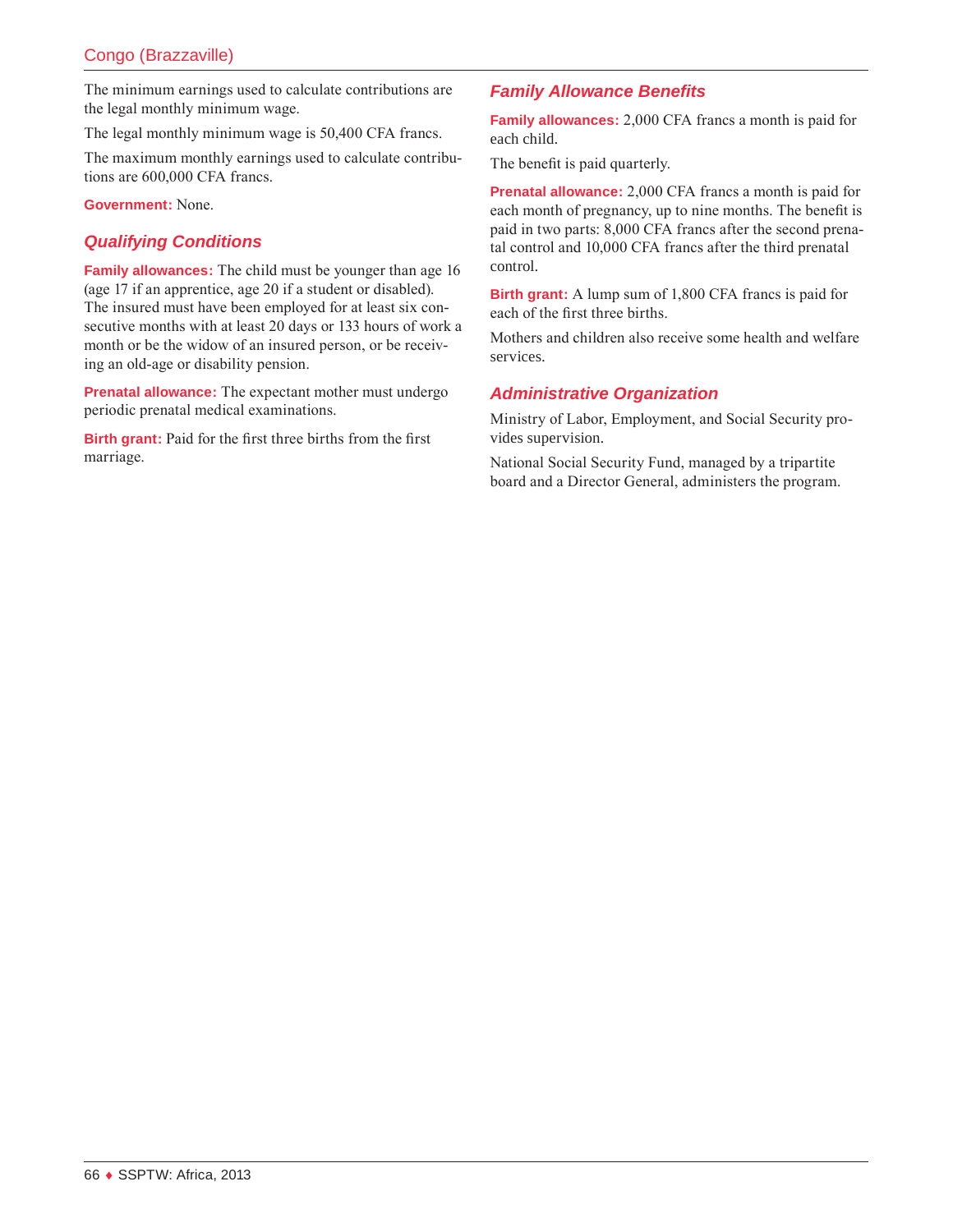The minimum earnings used to calculate contributions are the legal monthly minimum wage.

The legal monthly minimum wage is 50,400 CFA francs.

The maximum monthly earnings used to calculate contributions are 600,000 CFA francs.

**Government:** None.

### *Qualifying Conditions*

**Family allowances:** The child must be younger than age 16 (age 17 if an apprentice, age 20 if a student or disabled). The insured must have been employed for at least six consecutive months with at least 20 days or 133 hours of work a month or be the widow of an insured person, or be receiving an old-age or disability pension.

**Prenatal allowance:** The expectant mother must undergo periodic prenatal medical examinations.

**Birth grant:** Paid for the first three births from the first marriage.

### *Family Allowance Benefits*

**Family allowances:** 2,000 CFA francs a month is paid for each child.

The benefit is paid quarterly.

**Prenatal allowance:** 2,000 CFA francs a month is paid for each month of pregnancy, up to nine months. The benefit is paid in two parts: 8,000 CFA francs after the second prenatal control and 10,000 CFA francs after the third prenatal control.

**Birth grant:** A lump sum of 1,800 CFA francs is paid for each of the first three births.

Mothers and children also receive some health and welfare services.

### *Administrative Organization*

Ministry of Labor, Employment, and Social Security provides supervision.

National Social Security Fund, managed by a tripartite board and a Director General, administers the program.